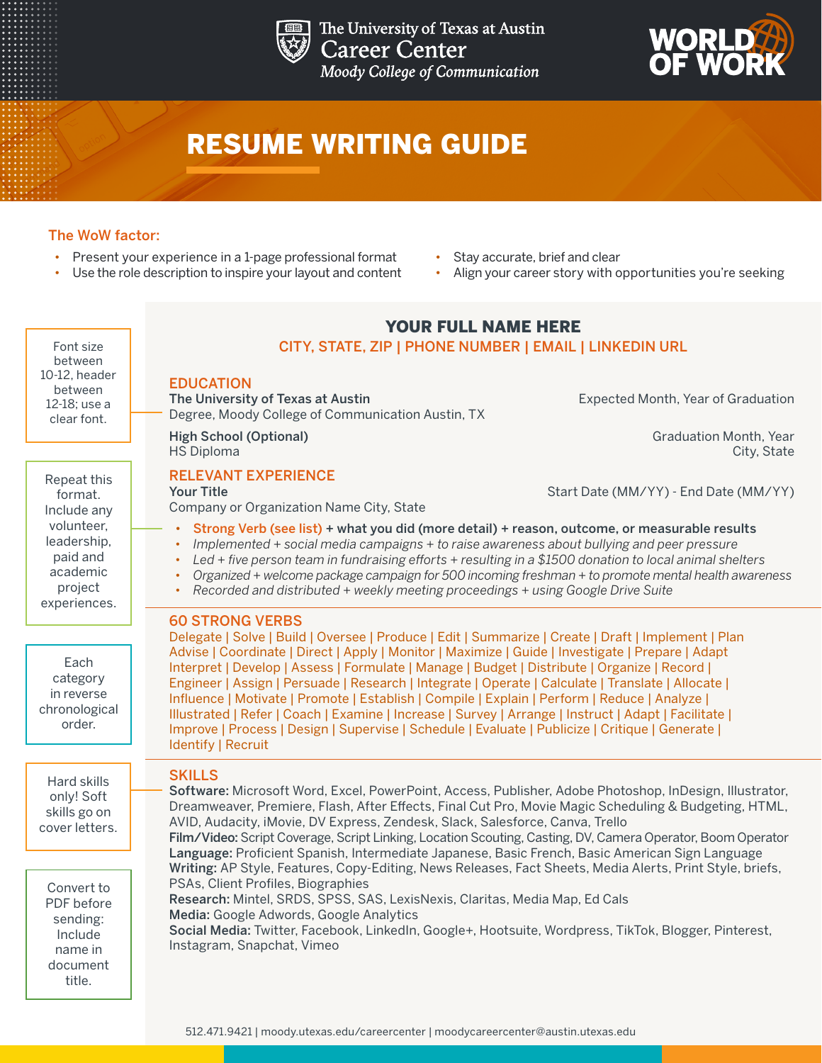The University of Texas at Austin
Career Center
Moody College of Communication

WORLD OF WORK

# RESUME WRITING GUIDE

## The WoW factor:

- Present your experience in a 1-page professional format
- Use the role description to inspire your layout and content
- Stay accurate, brief and clear
- Align your career story with opportunities you're seeking

Font size between 10-12, header between 12-18; use a clear font.

Repeat this format. Include any volunteer, leadership, paid and academic project experiences.

Each category in reverse chronological order.

Hard skills only! Soft skills go on cover letters.

Convert to PDF before sending: Include name in document title.

**YOUR FULL NAME HERE**

CITY, STATE, ZIP | PHONE NUMBER | EMAIL | LINKEDIN URL

### EDUCATION

**The University of Texas at Austin** — Expected Month, Year of Graduation
Degree, Moody College of Communication Austin, TX

**High School (Optional)** — Graduation Month, Year
HS Diploma — City, State

### RELEVANT EXPERIENCE

**Your Title** — Start Date (MM/YY) - End Date (MM/YY)
Company or Organization Name City, State

- **Strong Verb (see list) + what you did (more detail) + reason, outcome, or measurable results**
- *Implemented + social media campaigns + to raise awareness about bullying and peer pressure*
- *Led + five person team in fundraising efforts + resulting in a $1500 donation to local animal shelters*
- *Organized + welcome package campaign for 500 incoming freshman + to promote mental health awareness*
- *Recorded and distributed + weekly meeting proceedings + using Google Drive Suite*

### 60 STRONG VERBS

Delegate | Solve | Build | Oversee | Produce | Edit | Summarize | Create | Draft | Implement | Plan Advise | Coordinate | Direct | Apply | Monitor | Maximize | Guide | Investigate | Prepare | Adapt Interpret | Develop | Assess | Formulate | Manage | Budget | Distribute | Organize | Record | Engineer | Assign | Persuade | Research | Integrate | Operate | Calculate | Translate | Allocate | Influence | Motivate | Promote | Establish | Compile | Explain | Perform | Reduce | Analyze | Illustrated | Refer | Coach | Examine | Increase | Survey | Arrange | Instruct | Adapt | Facilitate | Improve | Process | Design | Supervise | Schedule | Evaluate | Publicize | Critique | Generate | Identify | Recruit

### SKILLS

**Software:** Microsoft Word, Excel, PowerPoint, Access, Publisher, Adobe Photoshop, InDesign, Illustrator, Dreamweaver, Premiere, Flash, After Effects, Final Cut Pro, Movie Magic Scheduling & Budgeting, HTML, AVID, Audacity, iMovie, DV Express, Zendesk, Slack, Salesforce, Canva, Trello
**Film/Video:** Script Coverage, Script Linking, Location Scouting, Casting, DV, Camera Operator, Boom Operator
**Language:** Proficient Spanish, Intermediate Japanese, Basic French, Basic American Sign Language
**Writing:** AP Style, Features, Copy-Editing, News Releases, Fact Sheets, Media Alerts, Print Style, briefs, PSAs, Client Profiles, Biographies
**Research:** Mintel, SRDS, SPSS, SAS, LexisNexis, Claritas, Media Map, Ed Cals
**Media:** Google Adwords, Google Analytics
**Social Media:** Twitter, Facebook, LinkedIn, Google+, Hootsuite, Wordpress, TikTok, Blogger, Pinterest, Instagram, Snapchat, Vimeo

512.471.9421 | moody.utexas.edu/careercenter | moodycareercenter@austin.utexas.edu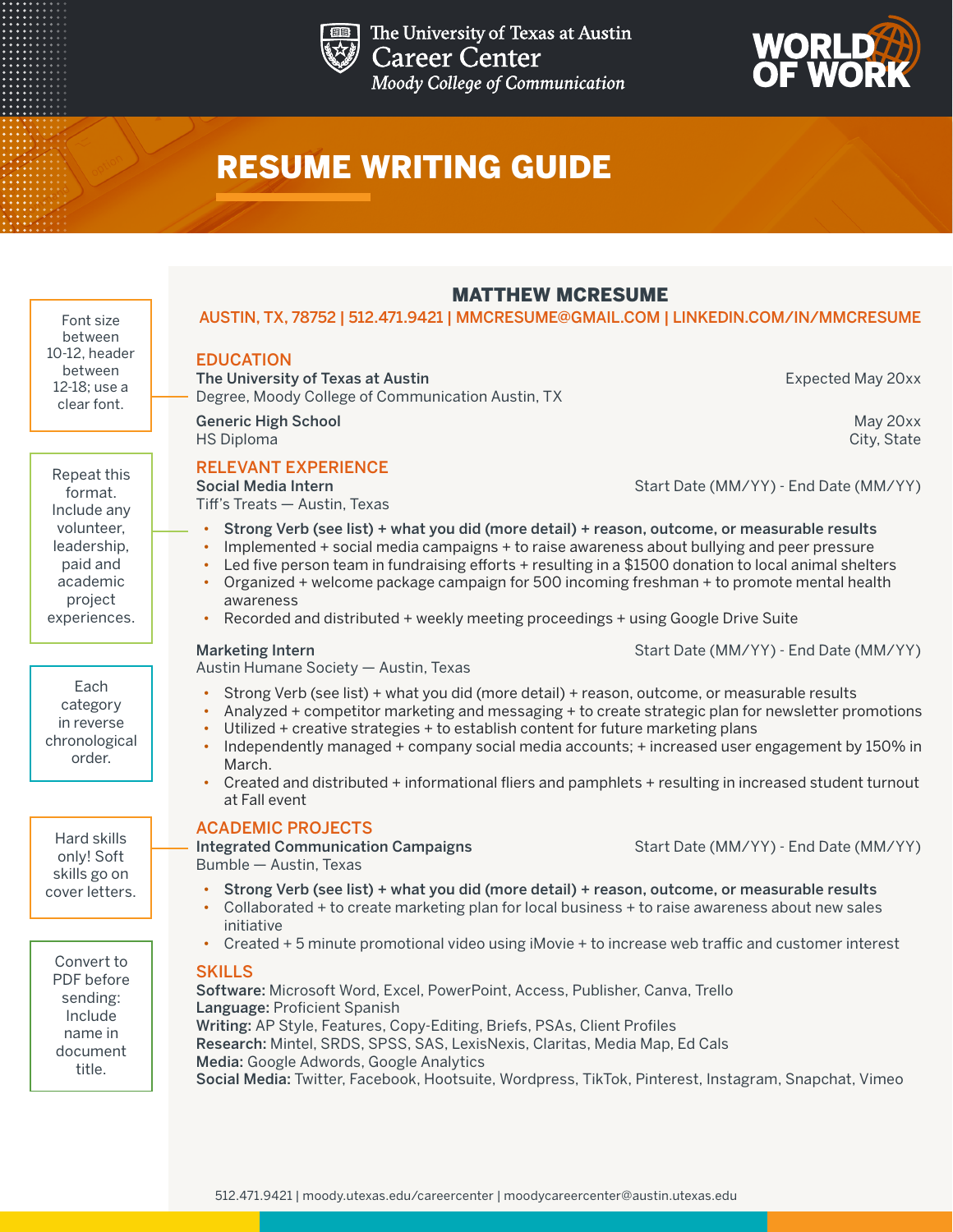# RESUME WRITING GUIDE

Font size between 10-12, header between 12-18; use a clear font.

Repeat this format. Include any volunteer, leadership, paid and academic project experiences.

Each category in reverse chronological order.

Hard skills only! Soft skills go on cover letters.

Convert to PDF before sending: Include name in document title.

## MATTHEW MCRESUME

AUSTIN, TX, 78752 | 512.471.9421 | MMCRESUME@GMAIL.COM | LINKEDIN.COM/IN/MMCRESUME

### EDUCATION

**The University of Texas at Austin** — Expected May 20xx
Degree, Moody College of Communication Austin, TX

**Generic High School** — May 20xx
HS Diploma — City, State

### RELEVANT EXPERIENCE

**Social Media Intern** — Start Date (MM/YY) - End Date (MM/YY)
Tiff's Treats — Austin, Texas

- **Strong Verb (see list) + what you did (more detail) + reason, outcome, or measurable results**
- Implemented + social media campaigns + to raise awareness about bullying and peer pressure
- Led five person team in fundraising efforts + resulting in a $1500 donation to local animal shelters
- Organized + welcome package campaign for 500 incoming freshman + to promote mental health awareness
- Recorded and distributed + weekly meeting proceedings + using Google Drive Suite

**Marketing Intern** — Start Date (MM/YY) - End Date (MM/YY)
Austin Humane Society — Austin, Texas

- Strong Verb (see list) + what you did (more detail) + reason, outcome, or measurable results
- Analyzed + competitor marketing and messaging + to create strategic plan for newsletter promotions
- Utilized + creative strategies + to establish content for future marketing plans
- Independently managed + company social media accounts; + increased user engagement by 150% in March.
- Created and distributed + informational fliers and pamphlets + resulting in increased student turnout at Fall event

### ACADEMIC PROJECTS

**Integrated Communication Campaigns** — Start Date (MM/YY) - End Date (MM/YY)
Bumble — Austin, Texas

- **Strong Verb (see list) + what you did (more detail) + reason, outcome, or measurable results**
- Collaborated + to create marketing plan for local business + to raise awareness about new sales initiative
- Created + 5 minute promotional video using iMovie + to increase web traffic and customer interest

### SKILLS

**Software:** Microsoft Word, Excel, PowerPoint, Access, Publisher, Canva, Trello
**Language:** Proficient Spanish
**Writing:** AP Style, Features, Copy-Editing, Briefs, PSAs, Client Profiles
**Research:** Mintel, SRDS, SPSS, SAS, LexisNexis, Claritas, Media Map, Ed Cals
**Media:** Google Adwords, Google Analytics
**Social Media:** Twitter, Facebook, Hootsuite, Wordpress, TikTok, Pinterest, Instagram, Snapchat, Vimeo